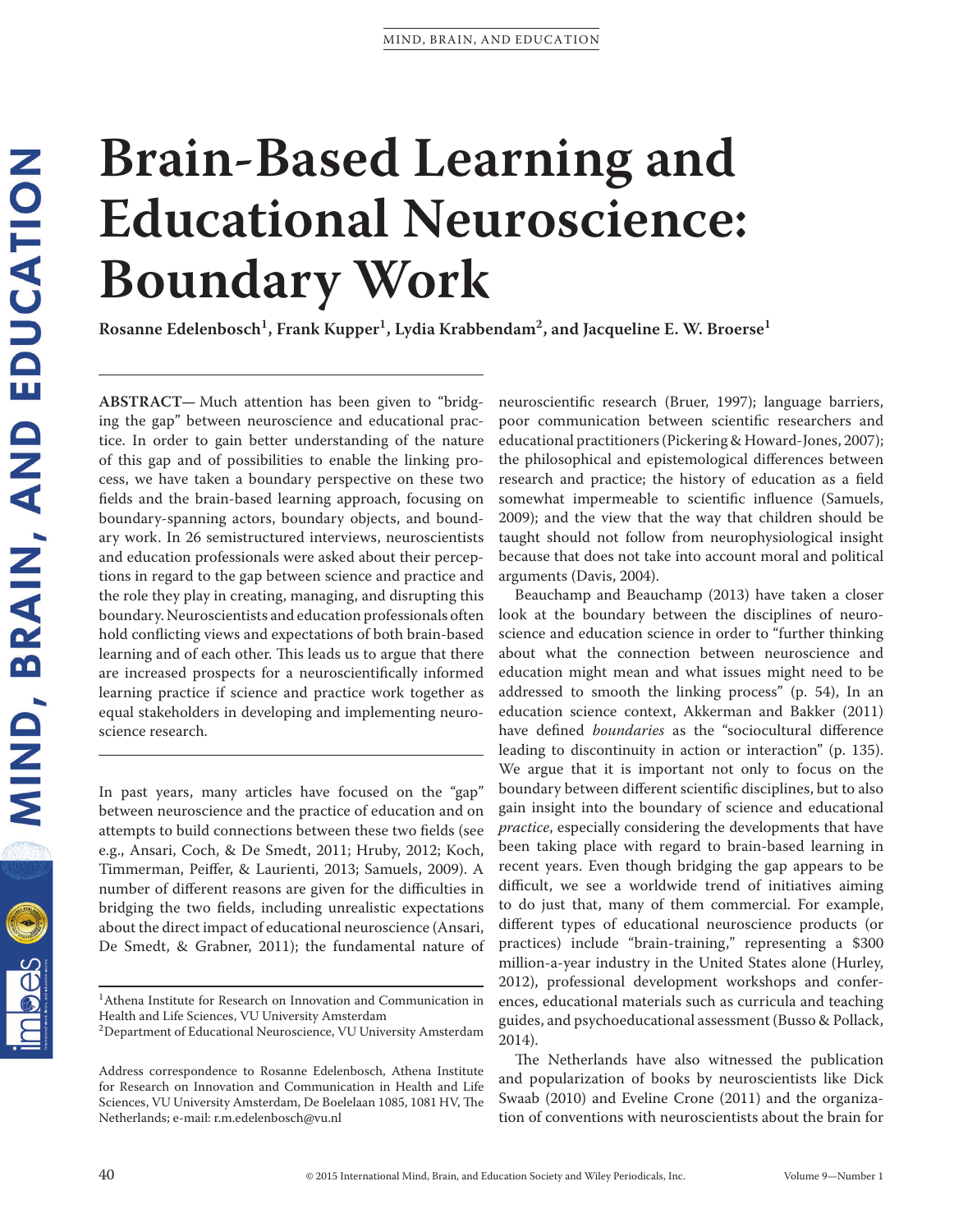# Brain-Based Learning and Educational Neuroscience: Boundary Work

**Rosanne Edelenbosch[1], Frank Kupper[1], Lydia Krabbendam[2], and Jacqueline E. W. Broerse[1]**

**ABSTRACT—** Much attention has been given to "bridging the gap" between neuroscience and educational practice. In order to gain better understanding of the nature of this gap and of possibilities to enable the linking process, we have taken a boundary perspective on these two fields and the brain-based learning approach, focusing on boundary-spanning actors, boundary objects, and boundary work. In 26 semistructured interviews, neuroscientists and education professionals were asked about their perceptions in regard to the gap between science and practice and the role they play in creating, managing, and disrupting this boundary. Neuroscientists and education professionals often hold conflicting views and expectations of both brain-based learning and of each other. This leads us to argue that there are increased prospects for a neuroscientifically informed learning practice if science and practice work together as equal stakeholders in developing and implementing neuroscience research.

In past years, many articles have focused on the "gap" between neuroscience and the practice of education and on attempts to build connections between these two fields (see e.g., Ansari, Coch, & De Smedt, 2011; Hruby, 2012; Koch, Timmerman, Peiffer, & Laurienti, 2013; Samuels, 2009). A number of different reasons are given for the difficulties in bridging the two fields, including unrealistic expectations about the direct impact of educational neuroscience (Ansari, De Smedt, & Grabner, 2011); the fundamental nature of neuroscientific research (Bruer, 1997); language barriers, poor communication between scientific researchers and educational practitioners (Pickering & Howard-Jones, 2007); the philosophical and epistemological differences between research and practice; the history of education as a field somewhat impermeable to scientific influence (Samuels, 2009); and the view that the way that children should be taught should not follow from neurophysiological insight because that does not take into account moral and political arguments (Davis, 2004).

Beauchamp and Beauchamp (2013) have taken a closer look at the boundary between the disciplines of neuroscience and education science in order to "further thinking about what the connection between neuroscience and education might mean and what issues might need to be addressed to smooth the linking process" (p. 54), In an education science context, Akkerman and Bakker (2011) have defined *boundaries* as the "sociocultural difference leading to discontinuity in action or interaction" (p. 135). We argue that it is important not only to focus on the boundary between different scientific disciplines, but to also gain insight into the boundary of science and educational *practice*, especially considering the developments that have been taking place with regard to brain-based learning in recent years. Even though bridging the gap appears to be difficult, we see a worldwide trend of initiatives aiming to do just that, many of them commercial. For example, different types of educational neuroscience products (or practices) include "brain-training," representing a $300 million-a-year industry in the United States alone (Hurley, 2012), professional development workshops and conferences, educational materials such as curricula and teaching guides, and psychoeducational assessment (Busso & Pollack, 2014).

The Netherlands have also witnessed the publication and popularization of books by neuroscientists like Dick Swaab (2010) and Eveline Crone (2011) and the organization of conventions with neuroscientists about the brain for

[1]Athena Institute for Research on Innovation and Communication in Health and Life Sciences, VU University Amsterdam
[2]Department of Educational Neuroscience, VU University Amsterdam

Address correspondence to Rosanne Edelenbosch, Athena Institute for Research on Innovation and Communication in Health and Life Sciences, VU University Amsterdam, De Boelelaan 1085, 1081 HV, The Netherlands; e-mail: r.m.edelenbosch@vu.nl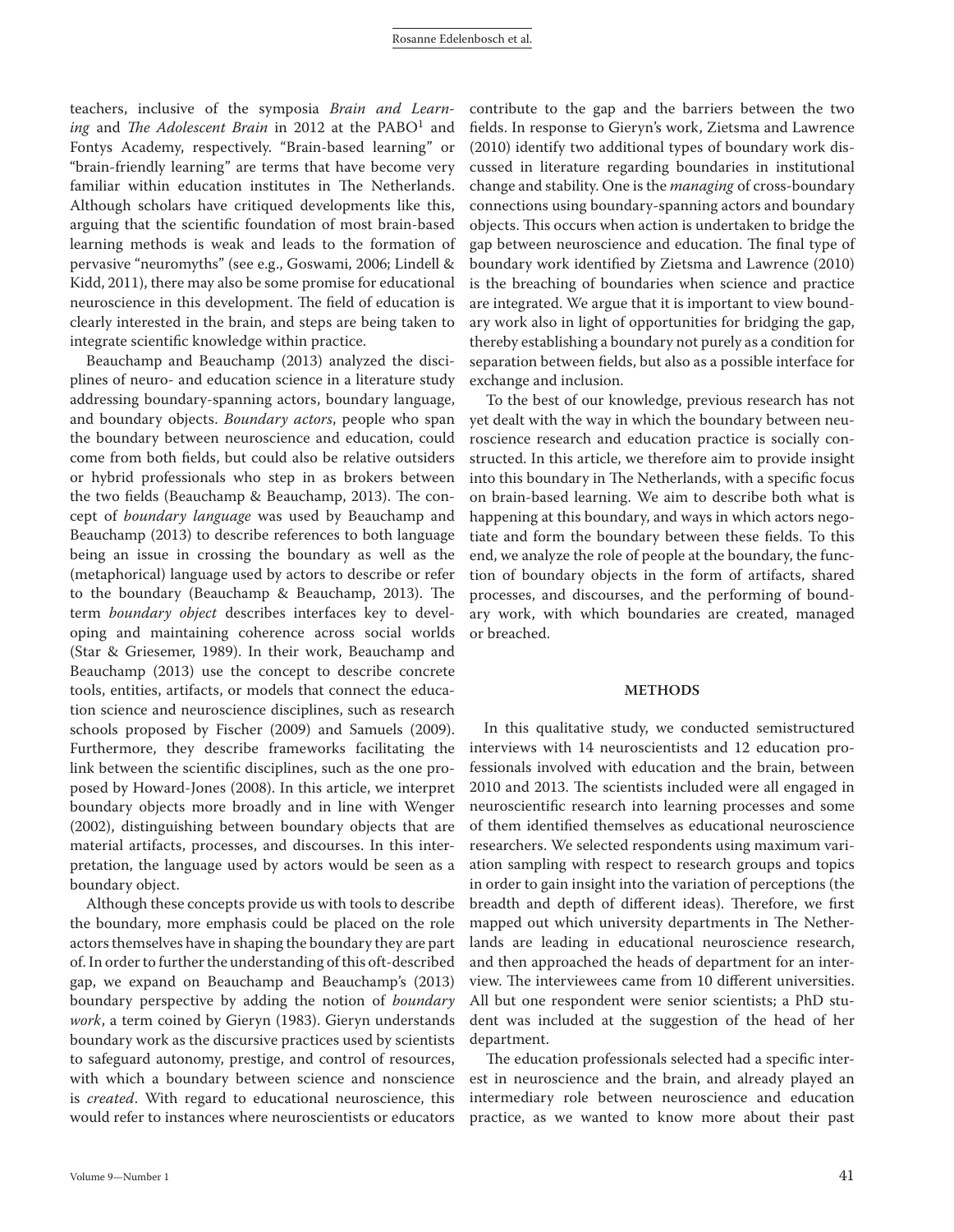teachers, inclusive of the symposia *Brain and Learning* and *The Adolescent Brain* in 2012 at the PABO[1] and Fontys Academy, respectively. "Brain-based learning" or "brain-friendly learning" are terms that have become very familiar within education institutes in The Netherlands. Although scholars have critiqued developments like this, arguing that the scientific foundation of most brain-based learning methods is weak and leads to the formation of pervasive "neuromyths" (see e.g., Goswami, 2006; Lindell & Kidd, 2011), there may also be some promise for educational neuroscience in this development. The field of education is clearly interested in the brain, and steps are being taken to integrate scientific knowledge within practice.

Beauchamp and Beauchamp (2013) analyzed the disciplines of neuro- and education science in a literature study addressing boundary-spanning actors, boundary language, and boundary objects. *Boundary actors*, people who span the boundary between neuroscience and education, could come from both fields, but could also be relative outsiders or hybrid professionals who step in as brokers between the two fields (Beauchamp & Beauchamp, 2013). The concept of *boundary language* was used by Beauchamp and Beauchamp (2013) to describe references to both language being an issue in crossing the boundary as well as the (metaphorical) language used by actors to describe or refer to the boundary (Beauchamp & Beauchamp, 2013). The term *boundary object* describes interfaces key to developing and maintaining coherence across social worlds (Star & Griesemer, 1989). In their work, Beauchamp and Beauchamp (2013) use the concept to describe concrete tools, entities, artifacts, or models that connect the education science and neuroscience disciplines, such as research schools proposed by Fischer (2009) and Samuels (2009). Furthermore, they describe frameworks facilitating the link between the scientific disciplines, such as the one proposed by Howard-Jones (2008). In this article, we interpret boundary objects more broadly and in line with Wenger (2002), distinguishing between boundary objects that are material artifacts, processes, and discourses. In this interpretation, the language used by actors would be seen as a boundary object.

Although these concepts provide us with tools to describe the boundary, more emphasis could be placed on the role actors themselves have in shaping the boundary they are part of. In order to further the understanding of this oft-described gap, we expand on Beauchamp and Beauchamp's (2013) boundary perspective by adding the notion of *boundary work*, a term coined by Gieryn (1983). Gieryn understands boundary work as the discursive practices used by scientists to safeguard autonomy, prestige, and control of resources, with which a boundary between science and nonscience is *created*. With regard to educational neuroscience, this would refer to instances where neuroscientists or educators contribute to the gap and the barriers between the two fields. In response to Gieryn's work, Zietsma and Lawrence (2010) identify two additional types of boundary work discussed in literature regarding boundaries in institutional change and stability. One is the *managing* of cross-boundary connections using boundary-spanning actors and boundary objects. This occurs when action is undertaken to bridge the gap between neuroscience and education. The final type of boundary work identified by Zietsma and Lawrence (2010) is the breaching of boundaries when science and practice are integrated. We argue that it is important to view boundary work also in light of opportunities for bridging the gap, thereby establishing a boundary not purely as a condition for separation between fields, but also as a possible interface for exchange and inclusion.

To the best of our knowledge, previous research has not yet dealt with the way in which the boundary between neuroscience research and education practice is socially constructed. In this article, we therefore aim to provide insight into this boundary in The Netherlands, with a specific focus on brain-based learning. We aim to describe both what is happening at this boundary, and ways in which actors negotiate and form the boundary between these fields. To this end, we analyze the role of people at the boundary, the function of boundary objects in the form of artifacts, shared processes, and discourses, and the performing of boundary work, with which boundaries are created, managed or breached.

## METHODS

In this qualitative study, we conducted semistructured interviews with 14 neuroscientists and 12 education professionals involved with education and the brain, between 2010 and 2013. The scientists included were all engaged in neuroscientific research into learning processes and some of them identified themselves as educational neuroscience researchers. We selected respondents using maximum variation sampling with respect to research groups and topics in order to gain insight into the variation of perceptions (the breadth and depth of different ideas). Therefore, we first mapped out which university departments in The Netherlands are leading in educational neuroscience research, and then approached the heads of department for an interview. The interviewees came from 10 different universities. All but one respondent were senior scientists; a PhD student was included at the suggestion of the head of her department.

The education professionals selected had a specific interest in neuroscience and the brain, and already played an intermediary role between neuroscience and education practice, as we wanted to know more about their past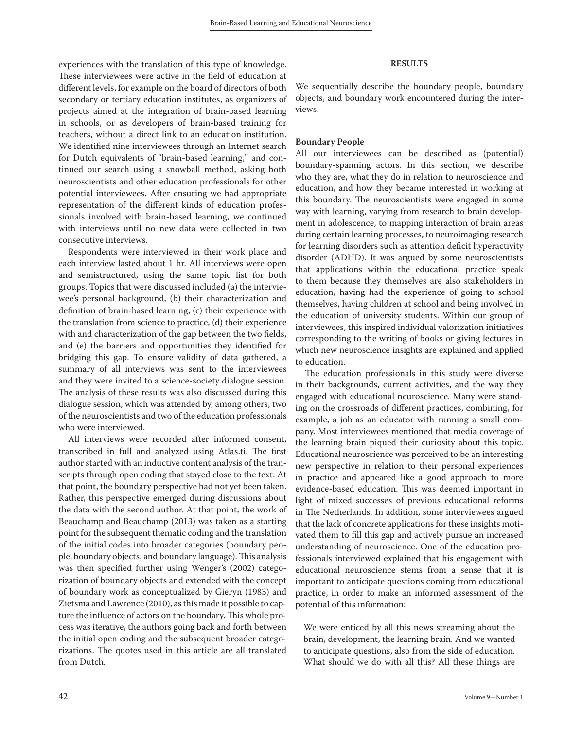experiences with the translation of this type of knowledge. These interviewees were active in the field of education at different levels, for example on the board of directors of both secondary or tertiary education institutes, as organizers of projects aimed at the integration of brain-based learning in schools, or as developers of brain-based training for teachers, without a direct link to an education institution. We identified nine interviewees through an Internet search for Dutch equivalents of "brain-based learning," and continued our search using a snowball method, asking both neuroscientists and other education professionals for other potential interviewees. After ensuring we had appropriate representation of the different kinds of education professionals involved with brain-based learning, we continued with interviews until no new data were collected in two consecutive interviews.

Respondents were interviewed in their work place and each interview lasted about 1 hr. All interviews were open and semistructured, using the same topic list for both groups. Topics that were discussed included (a) the interviewee's personal background, (b) their characterization and definition of brain-based learning, (c) their experience with the translation from science to practice, (d) their experience with and characterization of the gap between the two fields, and (e) the barriers and opportunities they identified for bridging this gap. To ensure validity of data gathered, a summary of all interviews was sent to the interviewees and they were invited to a science-society dialogue session. The analysis of these results was also discussed during this dialogue session, which was attended by, among others, two of the neuroscientists and two of the education professionals who were interviewed.

All interviews were recorded after informed consent, transcribed in full and analyzed using Atlas.ti. The first author started with an inductive content analysis of the transcripts through open coding that stayed close to the text. At that point, the boundary perspective had not yet been taken. Rather, this perspective emerged during discussions about the data with the second author. At that point, the work of Beauchamp and Beauchamp (2013) was taken as a starting point for the subsequent thematic coding and the translation of the initial codes into broader categories (boundary people, boundary objects, and boundary language). This analysis was then specified further using Wenger's (2002) categorization of boundary objects and extended with the concept of boundary work as conceptualized by Gieryn (1983) and Zietsma and Lawrence (2010), as this made it possible to capture the influence of actors on the boundary. This whole process was iterative, the authors going back and forth between the initial open coding and the subsequent broader categorizations. The quotes used in this article are all translated from Dutch.

## RESULTS

We sequentially describe the boundary people, boundary objects, and boundary work encountered during the interviews.

### Boundary People

All our interviewees can be described as (potential) boundary-spanning actors. In this section, we describe who they are, what they do in relation to neuroscience and education, and how they became interested in working at this boundary. The neuroscientists were engaged in some way with learning, varying from research to brain development in adolescence, to mapping interaction of brain areas during certain learning processes, to neuroimaging research for learning disorders such as attention deficit hyperactivity disorder (ADHD). It was argued by some neuroscientists that applications within the educational practice speak to them because they themselves are also stakeholders in education, having had the experience of going to school themselves, having children at school and being involved in the education of university students. Within our group of interviewees, this inspired individual valorization initiatives corresponding to the writing of books or giving lectures in which new neuroscience insights are explained and applied to education.

The education professionals in this study were diverse in their backgrounds, current activities, and the way they engaged with educational neuroscience. Many were standing on the crossroads of different practices, combining, for example, a job as an educator with running a small company. Most interviewees mentioned that media coverage of the learning brain piqued their curiosity about this topic. Educational neuroscience was perceived to be an interesting new perspective in relation to their personal experiences in practice and appeared like a good approach to more evidence-based education. This was deemed important in light of mixed successes of previous educational reforms in The Netherlands. In addition, some interviewees argued that the lack of concrete applications for these insights motivated them to fill this gap and actively pursue an increased understanding of neuroscience. One of the education professionals interviewed explained that his engagement with educational neuroscience stems from a sense that it is important to anticipate questions coming from educational practice, in order to make an informed assessment of the potential of this information:

> We were enticed by all this news streaming about the brain, development, the learning brain. And we wanted to anticipate questions, also from the side of education. What should we do with all this? All these things are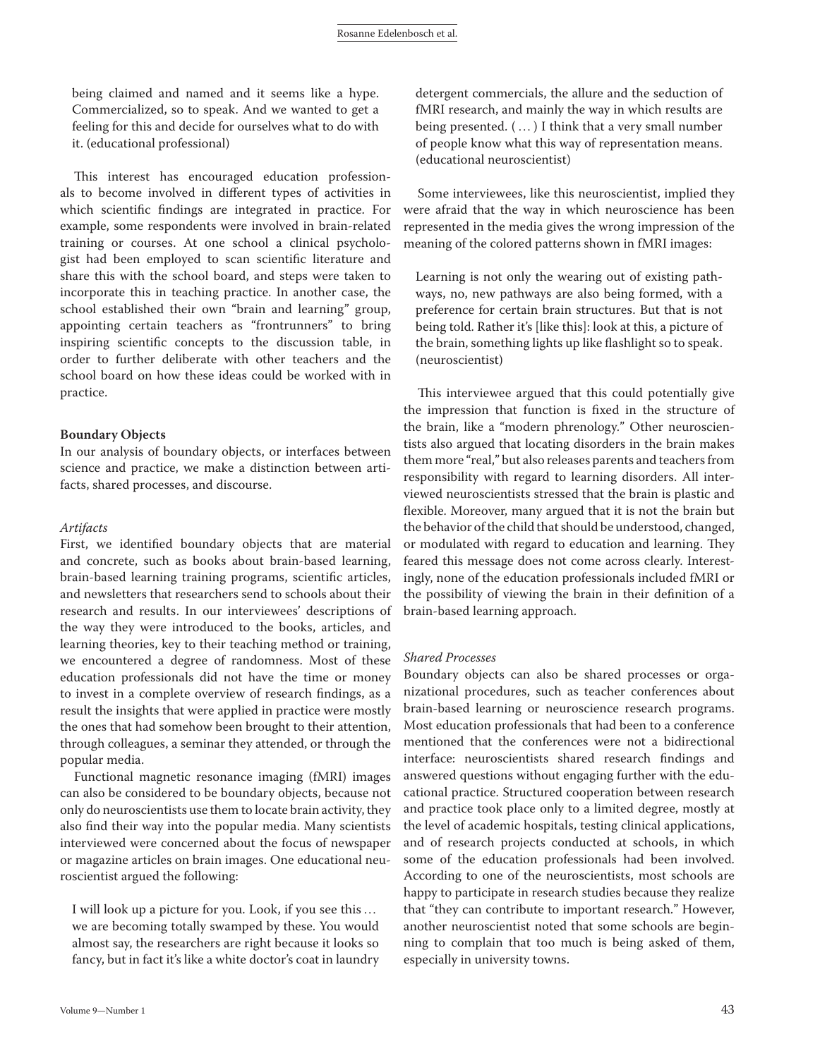being claimed and named and it seems like a hype. Commercialized, so to speak. And we wanted to get a feeling for this and decide for ourselves what to do with it. (educational professional)

This interest has encouraged education professionals to become involved in different types of activities in which scientific findings are integrated in practice. For example, some respondents were involved in brain-related training or courses. At one school a clinical psychologist had been employed to scan scientific literature and share this with the school board, and steps were taken to incorporate this in teaching practice. In another case, the school established their own "brain and learning" group, appointing certain teachers as "frontrunners" to bring inspiring scientific concepts to the discussion table, in order to further deliberate with other teachers and the school board on how these ideas could be worked with in practice.

**Boundary Objects**

In our analysis of boundary objects, or interfaces between science and practice, we make a distinction between artifacts, shared processes, and discourse.

*Artifacts*

First, we identified boundary objects that are material and concrete, such as books about brain-based learning, brain-based learning training programs, scientific articles, and newsletters that researchers send to schools about their research and results. In our interviewees' descriptions of the way they were introduced to the books, articles, and learning theories, key to their teaching method or training, we encountered a degree of randomness. Most of these education professionals did not have the time or money to invest in a complete overview of research findings, as a result the insights that were applied in practice were mostly the ones that had somehow been brought to their attention, through colleagues, a seminar they attended, or through the popular media.

Functional magnetic resonance imaging (fMRI) images can also be considered to be boundary objects, because not only do neuroscientists use them to locate brain activity, they also find their way into the popular media. Many scientists interviewed were concerned about the focus of newspaper or magazine articles on brain images. One educational neuroscientist argued the following:

> I will look up a picture for you. Look, if you see this … we are becoming totally swamped by these. You would almost say, the researchers are right because it looks so fancy, but in fact it's like a white doctor's coat in laundry detergent commercials, the allure and the seduction of fMRI research, and mainly the way in which results are being presented. ( … ) I think that a very small number of people know what this way of representation means. (educational neuroscientist)

Some interviewees, like this neuroscientist, implied they were afraid that the way in which neuroscience has been represented in the media gives the wrong impression of the meaning of the colored patterns shown in fMRI images:

> Learning is not only the wearing out of existing pathways, no, new pathways are also being formed, with a preference for certain brain structures. But that is not being told. Rather it's [like this]: look at this, a picture of the brain, something lights up like flashlight so to speak. (neuroscientist)

This interviewee argued that this could potentially give the impression that function is fixed in the structure of the brain, like a "modern phrenology." Other neuroscientists also argued that locating disorders in the brain makes them more "real," but also releases parents and teachers from responsibility with regard to learning disorders. All interviewed neuroscientists stressed that the brain is plastic and flexible. Moreover, many argued that it is not the brain but the behavior of the child that should be understood, changed, or modulated with regard to education and learning. They feared this message does not come across clearly. Interestingly, none of the education professionals included fMRI or the possibility of viewing the brain in their definition of a brain-based learning approach.

*Shared Processes*

Boundary objects can also be shared processes or organizational procedures, such as teacher conferences about brain-based learning or neuroscience research programs. Most education professionals that had been to a conference mentioned that the conferences were not a bidirectional interface: neuroscientists shared research findings and answered questions without engaging further with the educational practice. Structured cooperation between research and practice took place only to a limited degree, mostly at the level of academic hospitals, testing clinical applications, and of research projects conducted at schools, in which some of the education professionals had been involved. According to one of the neuroscientists, most schools are happy to participate in research studies because they realize that "they can contribute to important research." However, another neuroscientist noted that some schools are beginning to complain that too much is being asked of them, especially in university towns.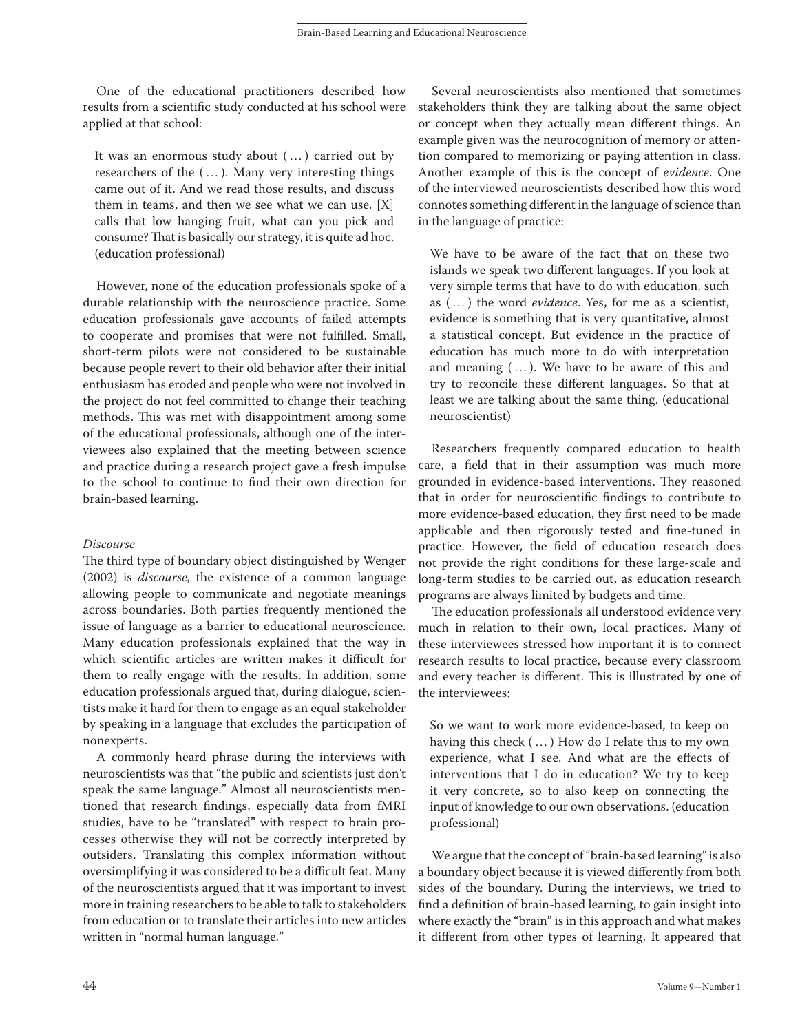One of the educational practitioners described how results from a scientific study conducted at his school were applied at that school:

> It was an enormous study about ( … ) carried out by researchers of the ( … ). Many very interesting things came out of it. And we read those results, and discuss them in teams, and then we see what we can use. [X] calls that low hanging fruit, what can you pick and consume? That is basically our strategy, it is quite ad hoc. (education professional)

However, none of the education professionals spoke of a durable relationship with the neuroscience practice. Some education professionals gave accounts of failed attempts to cooperate and promises that were not fulfilled. Small, short-term pilots were not considered to be sustainable because people revert to their old behavior after their initial enthusiasm has eroded and people who were not involved in the project do not feel committed to change their teaching methods. This was met with disappointment among some of the educational professionals, although one of the interviewees also explained that the meeting between science and practice during a research project gave a fresh impulse to the school to continue to find their own direction for brain-based learning.

*Discourse*

The third type of boundary object distinguished by Wenger (2002) is *discourse*, the existence of a common language allowing people to communicate and negotiate meanings across boundaries. Both parties frequently mentioned the issue of language as a barrier to educational neuroscience. Many education professionals explained that the way in which scientific articles are written makes it difficult for them to really engage with the results. In addition, some education professionals argued that, during dialogue, scientists make it hard for them to engage as an equal stakeholder by speaking in a language that excludes the participation of nonexperts.

A commonly heard phrase during the interviews with neuroscientists was that "the public and scientists just don't speak the same language." Almost all neuroscientists mentioned that research findings, especially data from fMRI studies, have to be "translated" with respect to brain processes otherwise they will not be correctly interpreted by outsiders. Translating this complex information without oversimplifying it was considered to be a difficult feat. Many of the neuroscientists argued that it was important to invest more in training researchers to be able to talk to stakeholders from education or to translate their articles into new articles written in "normal human language."

Several neuroscientists also mentioned that sometimes stakeholders think they are talking about the same object or concept when they actually mean different things. An example given was the neurocognition of memory or attention compared to memorizing or paying attention in class. Another example of this is the concept of *evidence*. One of the interviewed neuroscientists described how this word connotes something different in the language of science than in the language of practice:

> We have to be aware of the fact that on these two islands we speak two different languages. If you look at very simple terms that have to do with education, such as ( … ) the word *evidence*. Yes, for me as a scientist, evidence is something that is very quantitative, almost a statistical concept. But evidence in the practice of education has much more to do with interpretation and meaning ( … ). We have to be aware of this and try to reconcile these different languages. So that at least we are talking about the same thing. (educational neuroscientist)

Researchers frequently compared education to health care, a field that in their assumption was much more grounded in evidence-based interventions. They reasoned that in order for neuroscientific findings to contribute to more evidence-based education, they first need to be made applicable and then rigorously tested and fine-tuned in practice. However, the field of education research does not provide the right conditions for these large-scale and long-term studies to be carried out, as education research programs are always limited by budgets and time.

The education professionals all understood evidence very much in relation to their own, local practices. Many of these interviewees stressed how important it is to connect research results to local practice, because every classroom and every teacher is different. This is illustrated by one of the interviewees:

> So we want to work more evidence-based, to keep on having this check ( … ) How do I relate this to my own experience, what I see. And what are the effects of interventions that I do in education? We try to keep it very concrete, so to also keep on connecting the input of knowledge to our own observations. (education professional)

We argue that the concept of "brain-based learning" is also a boundary object because it is viewed differently from both sides of the boundary. During the interviews, we tried to find a definition of brain-based learning, to gain insight into where exactly the "brain" is in this approach and what makes it different from other types of learning. It appeared that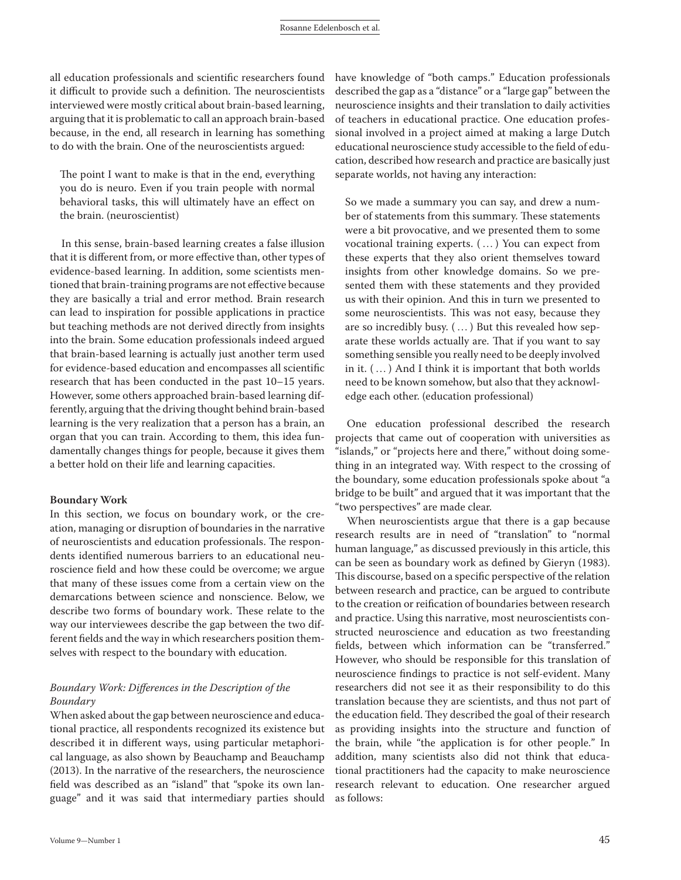all education professionals and scientific researchers found it difficult to provide such a definition. The neuroscientists interviewed were mostly critical about brain-based learning, arguing that it is problematic to call an approach brain-based because, in the end, all research in learning has something to do with the brain. One of the neuroscientists argued:

> The point I want to make is that in the end, everything you do is neuro. Even if you train people with normal behavioral tasks, this will ultimately have an effect on the brain. (neuroscientist)

In this sense, brain-based learning creates a false illusion that it is different from, or more effective than, other types of evidence-based learning. In addition, some scientists mentioned that brain-training programs are not effective because they are basically a trial and error method. Brain research can lead to inspiration for possible applications in practice but teaching methods are not derived directly from insights into the brain. Some education professionals indeed argued that brain-based learning is actually just another term used for evidence-based education and encompasses all scientific research that has been conducted in the past 10–15 years. However, some others approached brain-based learning differently, arguing that the driving thought behind brain-based learning is the very realization that a person has a brain, an organ that you can train. According to them, this idea fundamentally changes things for people, because it gives them a better hold on their life and learning capacities.

**Boundary Work**

In this section, we focus on boundary work, or the creation, managing or disruption of boundaries in the narrative of neuroscientists and education professionals. The respondents identified numerous barriers to an educational neuroscience field and how these could be overcome; we argue that many of these issues come from a certain view on the demarcations between science and nonscience. Below, we describe two forms of boundary work. These relate to the way our interviewees describe the gap between the two different fields and the way in which researchers position themselves with respect to the boundary with education.

*Boundary Work: Differences in the Description of the Boundary*

When asked about the gap between neuroscience and educational practice, all respondents recognized its existence but described it in different ways, using particular metaphorical language, as also shown by Beauchamp and Beauchamp (2013). In the narrative of the researchers, the neuroscience field was described as an "island" that "spoke its own language" and it was said that intermediary parties should have knowledge of "both camps." Education professionals described the gap as a "distance" or a "large gap" between the neuroscience insights and their translation to daily activities of teachers in educational practice. One education professional involved in a project aimed at making a large Dutch educational neuroscience study accessible to the field of education, described how research and practice are basically just separate worlds, not having any interaction:

> So we made a summary you can say, and drew a number of statements from this summary. These statements were a bit provocative, and we presented them to some vocational training experts. (…) You can expect from these experts that they also orient themselves toward insights from other knowledge domains. So we presented them with these statements and they provided us with their opinion. And this in turn we presented to some neuroscientists. This was not easy, because they are so incredibly busy. (…) But this revealed how separate these worlds actually are. That if you want to say something sensible you really need to be deeply involved in it. (…) And I think it is important that both worlds need to be known somehow, but also that they acknowledge each other. (education professional)

One education professional described the research projects that came out of cooperation with universities as "islands," or "projects here and there," without doing something in an integrated way. With respect to the crossing of the boundary, some education professionals spoke about "a bridge to be built" and argued that it was important that the "two perspectives" are made clear.

When neuroscientists argue that there is a gap because research results are in need of "translation" to "normal human language," as discussed previously in this article, this can be seen as boundary work as defined by Gieryn (1983). This discourse, based on a specific perspective of the relation between research and practice, can be argued to contribute to the creation or reification of boundaries between research and practice. Using this narrative, most neuroscientists constructed neuroscience and education as two freestanding fields, between which information can be "transferred." However, who should be responsible for this translation of neuroscience findings to practice is not self-evident. Many researchers did not see it as their responsibility to do this translation because they are scientists, and thus not part of the education field. They described the goal of their research as providing insights into the structure and function of the brain, while "the application is for other people." In addition, many scientists also did not think that educational practitioners had the capacity to make neuroscience research relevant to education. One researcher argued as follows: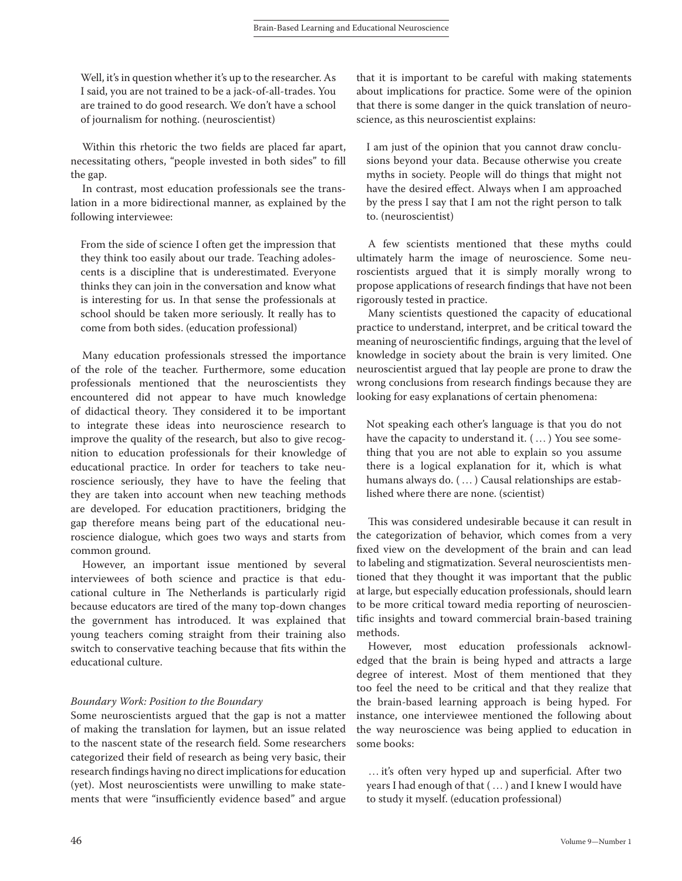> Well, it's in question whether it's up to the researcher. As I said, you are not trained to be a jack-of-all-trades. You are trained to do good research. We don't have a school of journalism for nothing. (neuroscientist)

Within this rhetoric the two fields are placed far apart, necessitating others, "people invested in both sides" to fill the gap.

In contrast, most education professionals see the translation in a more bidirectional manner, as explained by the following interviewee:

> From the side of science I often get the impression that they think too easily about our trade. Teaching adolescents is a discipline that is underestimated. Everyone thinks they can join in the conversation and know what is interesting for us. In that sense the professionals at school should be taken more seriously. It really has to come from both sides. (education professional)

Many education professionals stressed the importance of the role of the teacher. Furthermore, some education professionals mentioned that the neuroscientists they encountered did not appear to have much knowledge of didactical theory. They considered it to be important to integrate these ideas into neuroscience research to improve the quality of the research, but also to give recognition to education professionals for their knowledge of educational practice. In order for teachers to take neuroscience seriously, they have to have the feeling that they are taken into account when new teaching methods are developed. For education practitioners, bridging the gap therefore means being part of the educational neuroscience dialogue, which goes two ways and starts from common ground.

However, an important issue mentioned by several interviewees of both science and practice is that educational culture in The Netherlands is particularly rigid because educators are tired of the many top-down changes the government has introduced. It was explained that young teachers coming straight from their training also switch to conservative teaching because that fits within the educational culture.

*Boundary Work: Position to the Boundary*

Some neuroscientists argued that the gap is not a matter of making the translation for laymen, but an issue related to the nascent state of the research field. Some researchers categorized their field of research as being very basic, their research findings having no direct implications for education (yet). Most neuroscientists were unwilling to make statements that were "insufficiently evidence based" and argue that it is important to be careful with making statements about implications for practice. Some were of the opinion that there is some danger in the quick translation of neuroscience, as this neuroscientist explains:

> I am just of the opinion that you cannot draw conclusions beyond your data. Because otherwise you create myths in society. People will do things that might not have the desired effect. Always when I am approached by the press I say that I am not the right person to talk to. (neuroscientist)

A few scientists mentioned that these myths could ultimately harm the image of neuroscience. Some neuroscientists argued that it is simply morally wrong to propose applications of research findings that have not been rigorously tested in practice.

Many scientists questioned the capacity of educational practice to understand, interpret, and be critical toward the meaning of neuroscientific findings, arguing that the level of knowledge in society about the brain is very limited. One neuroscientist argued that lay people are prone to draw the wrong conclusions from research findings because they are looking for easy explanations of certain phenomena:

> Not speaking each other's language is that you do not have the capacity to understand it. ( … ) You see something that you are not able to explain so you assume there is a logical explanation for it, which is what humans always do. ( … ) Causal relationships are established where there are none. (scientist)

This was considered undesirable because it can result in the categorization of behavior, which comes from a very fixed view on the development of the brain and can lead to labeling and stigmatization. Several neuroscientists mentioned that they thought it was important that the public at large, but especially education professionals, should learn to be more critical toward media reporting of neuroscientific insights and toward commercial brain-based training methods.

However, most education professionals acknowledged that the brain is being hyped and attracts a large degree of interest. Most of them mentioned that they too feel the need to be critical and that they realize that the brain-based learning approach is being hyped. For instance, one interviewee mentioned the following about the way neuroscience was being applied to education in some books:

> … it's often very hyped up and superficial. After two years I had enough of that ( … ) and I knew I would have to study it myself. (education professional)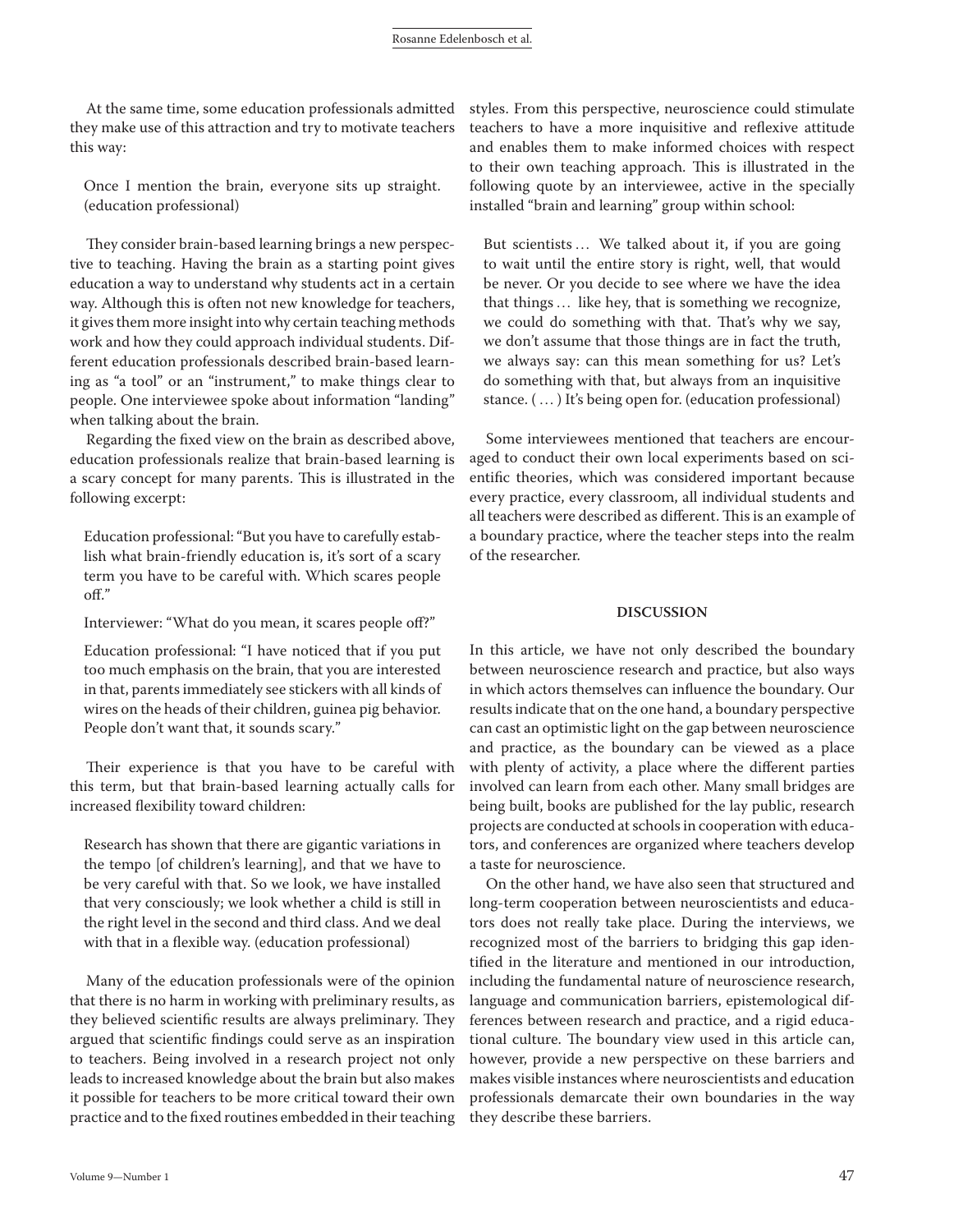At the same time, some education professionals admitted they make use of this attraction and try to motivate teachers this way:

> Once I mention the brain, everyone sits up straight. (education professional)

They consider brain-based learning brings a new perspective to teaching. Having the brain as a starting point gives education a way to understand why students act in a certain way. Although this is often not new knowledge for teachers, it gives them more insight into why certain teaching methods work and how they could approach individual students. Different education professionals described brain-based learning as "a tool" or an "instrument," to make things clear to people. One interviewee spoke about information "landing" when talking about the brain.

Regarding the fixed view on the brain as described above, education professionals realize that brain-based learning is a scary concept for many parents. This is illustrated in the following excerpt:

> Education professional: "But you have to carefully establish what brain-friendly education is, it's sort of a scary term you have to be careful with. Which scares people off."
>
> Interviewer: "What do you mean, it scares people off?"
>
> Education professional: "I have noticed that if you put too much emphasis on the brain, that you are interested in that, parents immediately see stickers with all kinds of wires on the heads of their children, guinea pig behavior. People don't want that, it sounds scary."

Their experience is that you have to be careful with this term, but that brain-based learning actually calls for increased flexibility toward children:

> Research has shown that there are gigantic variations in the tempo [of children's learning], and that we have to be very careful with that. So we look, we have installed that very consciously; we look whether a child is still in the right level in the second and third class. And we deal with that in a flexible way. (education professional)

Many of the education professionals were of the opinion that there is no harm in working with preliminary results, as they believed scientific results are always preliminary. They argued that scientific findings could serve as an inspiration to teachers. Being involved in a research project not only leads to increased knowledge about the brain but also makes it possible for teachers to be more critical toward their own practice and to the fixed routines embedded in their teaching styles. From this perspective, neuroscience could stimulate teachers to have a more inquisitive and reflexive attitude and enables them to make informed choices with respect to their own teaching approach. This is illustrated in the following quote by an interviewee, active in the specially installed "brain and learning" group within school:

> But scientists … We talked about it, if you are going to wait until the entire story is right, well, that would be never. Or you decide to see where we have the idea that things … like hey, that is something we recognize, we could do something with that. That's why we say, we don't assume that those things are in fact the truth, we always say: can this mean something for us? Let's do something with that, but always from an inquisitive stance. ( … ) It's being open for. (education professional)

Some interviewees mentioned that teachers are encouraged to conduct their own local experiments based on scientific theories, which was considered important because every practice, every classroom, all individual students and all teachers were described as different. This is an example of a boundary practice, where the teacher steps into the realm of the researcher.

## DISCUSSION

In this article, we have not only described the boundary between neuroscience research and practice, but also ways in which actors themselves can influence the boundary. Our results indicate that on the one hand, a boundary perspective can cast an optimistic light on the gap between neuroscience and practice, as the boundary can be viewed as a place with plenty of activity, a place where the different parties involved can learn from each other. Many small bridges are being built, books are published for the lay public, research projects are conducted at schools in cooperation with educators, and conferences are organized where teachers develop a taste for neuroscience.

On the other hand, we have also seen that structured and long-term cooperation between neuroscientists and educators does not really take place. During the interviews, we recognized most of the barriers to bridging this gap identified in the literature and mentioned in our introduction, including the fundamental nature of neuroscience research, language and communication barriers, epistemological differences between research and practice, and a rigid educational culture. The boundary view used in this article can, however, provide a new perspective on these barriers and makes visible instances where neuroscientists and education professionals demarcate their own boundaries in the way they describe these barriers.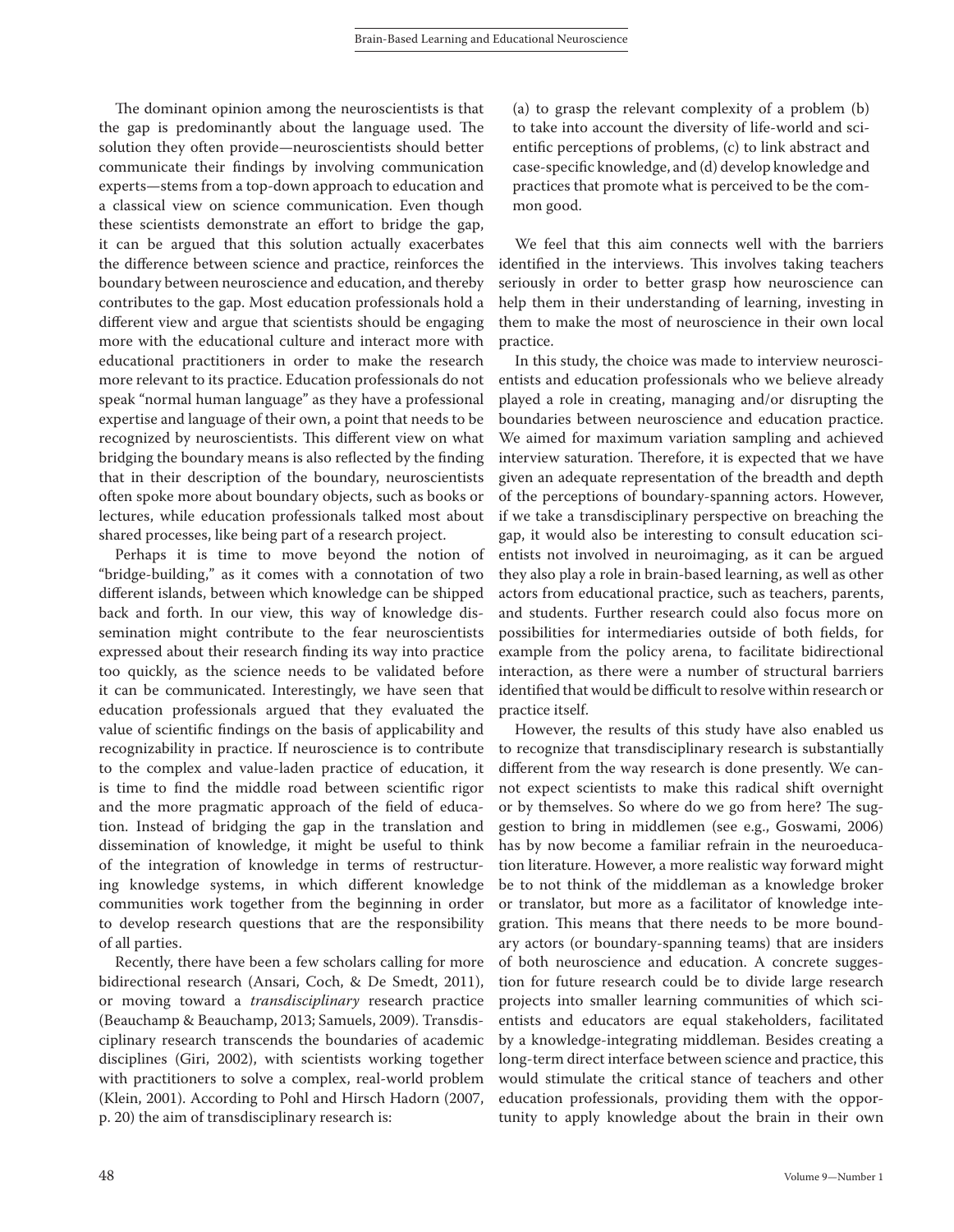The dominant opinion among the neuroscientists is that the gap is predominantly about the language used. The solution they often provide—neuroscientists should better communicate their findings by involving communication experts—stems from a top-down approach to education and a classical view on science communication. Even though these scientists demonstrate an effort to bridge the gap, it can be argued that this solution actually exacerbates the difference between science and practice, reinforces the boundary between neuroscience and education, and thereby contributes to the gap. Most education professionals hold a different view and argue that scientists should be engaging more with the educational culture and interact more with educational practitioners in order to make the research more relevant to its practice. Education professionals do not speak "normal human language" as they have a professional expertise and language of their own, a point that needs to be recognized by neuroscientists. This different view on what bridging the boundary means is also reflected by the finding that in their description of the boundary, neuroscientists often spoke more about boundary objects, such as books or lectures, while education professionals talked most about shared processes, like being part of a research project.

Perhaps it is time to move beyond the notion of "bridge-building," as it comes with a connotation of two different islands, between which knowledge can be shipped back and forth. In our view, this way of knowledge dissemination might contribute to the fear neuroscientists expressed about their research finding its way into practice too quickly, as the science needs to be validated before it can be communicated. Interestingly, we have seen that education professionals argued that they evaluated the value of scientific findings on the basis of applicability and recognizability in practice. If neuroscience is to contribute to the complex and value-laden practice of education, it is time to find the middle road between scientific rigor and the more pragmatic approach of the field of education. Instead of bridging the gap in the translation and dissemination of knowledge, it might be useful to think of the integration of knowledge in terms of restructuring knowledge systems, in which different knowledge communities work together from the beginning in order to develop research questions that are the responsibility of all parties.

Recently, there have been a few scholars calling for more bidirectional research (Ansari, Coch, & De Smedt, 2011), or moving toward a *transdisciplinary* research practice (Beauchamp & Beauchamp, 2013; Samuels, 2009). Transdisciplinary research transcends the boundaries of academic disciplines (Giri, 2002), with scientists working together with practitioners to solve a complex, real-world problem (Klein, 2001). According to Pohl and Hirsch Hadorn (2007, p. 20) the aim of transdisciplinary research is:

> (a) to grasp the relevant complexity of a problem (b) to take into account the diversity of life-world and scientific perceptions of problems, (c) to link abstract and case-specific knowledge, and (d) develop knowledge and practices that promote what is perceived to be the common good.

We feel that this aim connects well with the barriers identified in the interviews. This involves taking teachers seriously in order to better grasp how neuroscience can help them in their understanding of learning, investing in them to make the most of neuroscience in their own local practice.

In this study, the choice was made to interview neuroscientists and education professionals who we believe already played a role in creating, managing and/or disrupting the boundaries between neuroscience and education practice. We aimed for maximum variation sampling and achieved interview saturation. Therefore, it is expected that we have given an adequate representation of the breadth and depth of the perceptions of boundary-spanning actors. However, if we take a transdisciplinary perspective on breaching the gap, it would also be interesting to consult education scientists not involved in neuroimaging, as it can be argued they also play a role in brain-based learning, as well as other actors from educational practice, such as teachers, parents, and students. Further research could also focus more on possibilities for intermediaries outside of both fields, for example from the policy arena, to facilitate bidirectional interaction, as there were a number of structural barriers identified that would be difficult to resolve within research or practice itself.

However, the results of this study have also enabled us to recognize that transdisciplinary research is substantially different from the way research is done presently. We cannot expect scientists to make this radical shift overnight or by themselves. So where do we go from here? The suggestion to bring in middlemen (see e.g., Goswami, 2006) has by now become a familiar refrain in the neuroeducation literature. However, a more realistic way forward might be to not think of the middleman as a knowledge broker or translator, but more as a facilitator of knowledge integration. This means that there needs to be more boundary actors (or boundary-spanning teams) that are insiders of both neuroscience and education. A concrete suggestion for future research could be to divide large research projects into smaller learning communities of which scientists and educators are equal stakeholders, facilitated by a knowledge-integrating middleman. Besides creating a long-term direct interface between science and practice, this would stimulate the critical stance of teachers and other education professionals, providing them with the opportunity to apply knowledge about the brain in their own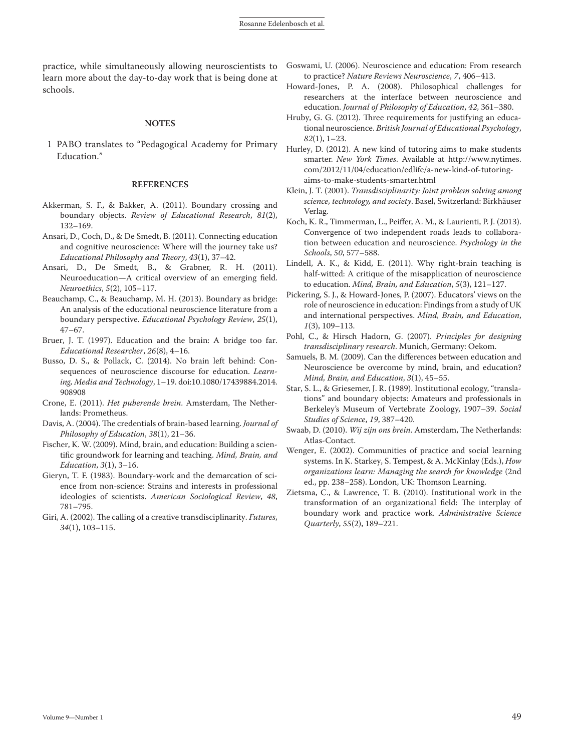practice, while simultaneously allowing neuroscientists to learn more about the day-to-day work that is being done at schools.

## NOTES

1 PABO translates to "Pedagogical Academy for Primary Education."

## REFERENCES

Akkerman, S. F., & Bakker, A. (2011). Boundary crossing and boundary objects. *Review of Educational Research*, *81*(2), 132–169.

Ansari, D., Coch, D., & De Smedt, B. (2011). Connecting education and cognitive neuroscience: Where will the journey take us? *Educational Philosophy and Theory*, *43*(1), 37–42.

Ansari, D., De Smedt, B., & Grabner, R. H. (2011). Neuroeducation—A critical overview of an emerging field. *Neuroethics*, *5*(2), 105–117.

Beauchamp, C., & Beauchamp, M. H. (2013). Boundary as bridge: An analysis of the educational neuroscience literature from a boundary perspective. *Educational Psychology Review*, *25*(1), 47–67.

Bruer, J. T. (1997). Education and the brain: A bridge too far. *Educational Researcher*, *26*(8), 4–16.

Busso, D. S., & Pollack, C. (2014). No brain left behind: Consequences of neuroscience discourse for education. *Learning, Media and Technology*, 1–19. doi:10.1080/17439884.2014.908908

Crone, E. (2011). *Het puberende brein*. Amsterdam, The Netherlands: Prometheus.

Davis, A. (2004). The credentials of brain-based learning. *Journal of Philosophy of Education*, *38*(1), 21–36.

Fischer, K. W. (2009). Mind, brain, and education: Building a scientific groundwork for learning and teaching. *Mind, Brain, and Education*, *3*(1), 3–16.

Gieryn, T. F. (1983). Boundary-work and the demarcation of science from non-science: Strains and interests in professional ideologies of scientists. *American Sociological Review*, *48*, 781–795.

Giri, A. (2002). The calling of a creative transdisciplinarity. *Futures*, *34*(1), 103–115.

Goswami, U. (2006). Neuroscience and education: From research to practice? *Nature Reviews Neuroscience*, *7*, 406–413.

Howard-Jones, P. A. (2008). Philosophical challenges for researchers at the interface between neuroscience and education. *Journal of Philosophy of Education*, *42*, 361–380.

Hruby, G. G. (2012). Three requirements for justifying an educational neuroscience. *British Journal of Educational Psychology*, *82*(1), 1–23.

Hurley, D. (2012). A new kind of tutoring aims to make students smarter. *New York Times*. Available at http://www.nytimes.com/2012/11/04/education/edlife/a-new-kind-of-tutoring-aims-to-make-students-smarter.html

Klein, J. T. (2001). *Transdisciplinarity: Joint problem solving among science, technology, and society*. Basel, Switzerland: Birkhäuser Verlag.

Koch, K. R., Timmerman, L., Peiffer, A. M., & Laurienti, P. J. (2013). Convergence of two independent roads leads to collaboration between education and neuroscience. *Psychology in the Schools*, *50*, 577–588.

Lindell, A. K., & Kidd, E. (2011). Why right-brain teaching is half-witted: A critique of the misapplication of neuroscience to education. *Mind, Brain, and Education*, *5*(3), 121–127.

Pickering, S. J., & Howard-Jones, P. (2007). Educators' views on the role of neuroscience in education: Findings from a study of UK and international perspectives. *Mind, Brain, and Education*, *1*(3), 109–113.

Pohl, C., & Hirsch Hadorn, G. (2007). *Principles for designing transdisciplinary research*. Munich, Germany: Oekom.

Samuels, B. M. (2009). Can the differences between education and Neuroscience be overcome by mind, brain, and education? *Mind, Brain, and Education*, *3*(1), 45–55.

Star, S. L., & Griesemer, J. R. (1989). Institutional ecology, "translations" and boundary objects: Amateurs and professionals in Berkeley's Museum of Vertebrate Zoology, 1907–39. *Social Studies of Science*, *19*, 387–420.

Swaab, D. (2010). *Wij zijn ons brein*. Amsterdam, The Netherlands: Atlas-Contact.

Wenger, E. (2002). Communities of practice and social learning systems. In K. Starkey, S. Tempest, & A. McKinlay (Eds.), *How organizations learn: Managing the search for knowledge* (2nd ed., pp. 238–258). London, UK: Thomson Learning.

Zietsma, C., & Lawrence, T. B. (2010). Institutional work in the transformation of an organizational field: The interplay of boundary work and practice work. *Administrative Science Quarterly*, *55*(2), 189–221.